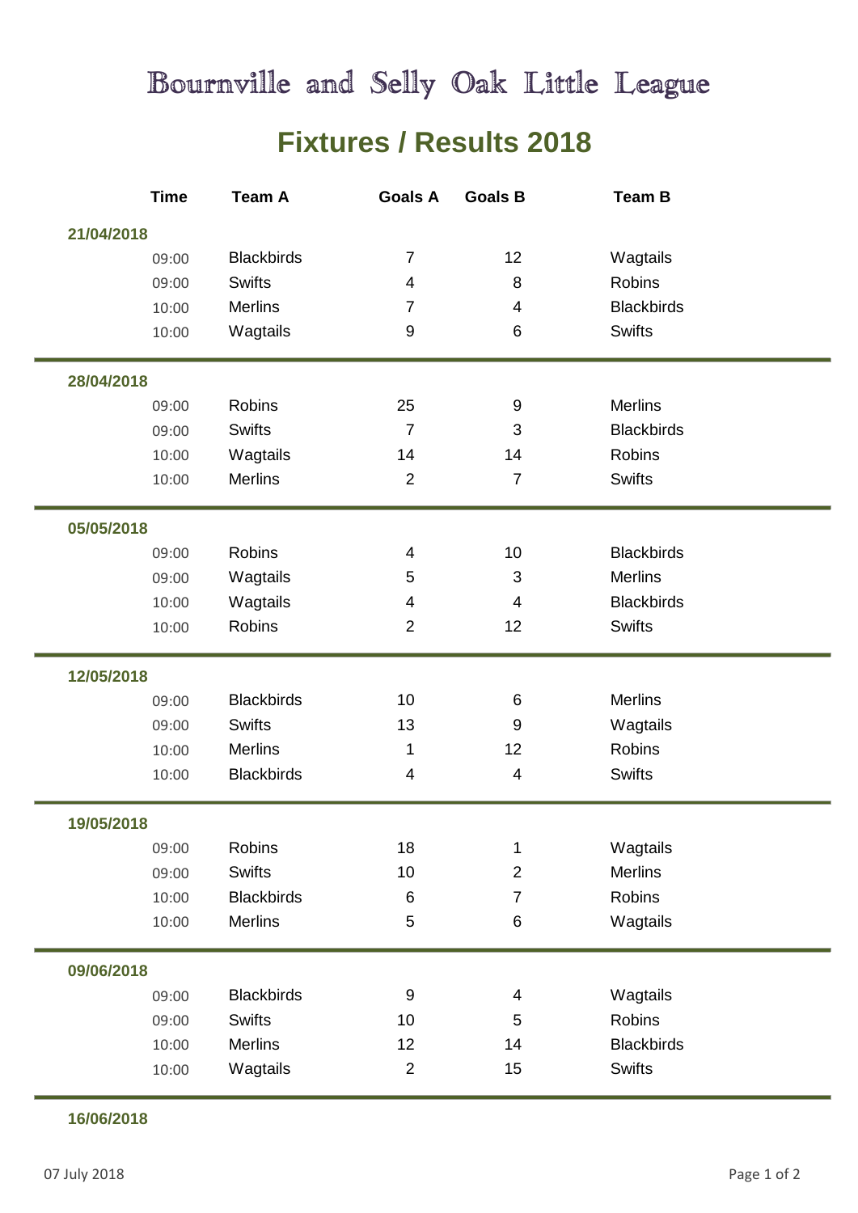# Bournville and Selly Oak Little League

## Fixtures / Results 2018

| Time | Team A | Goals A | Goals B | Team B |
|---|---|---|---|---|
| **21/04/2018** | | | | |
| 09:00 | Blackbirds | 7 | 12 | Wagtails |
| 09:00 | Swifts | 4 | 8 | Robins |
| 10:00 | Merlins | 7 | 4 | Blackbirds |
| 10:00 | Wagtails | 9 | 6 | Swifts |
| **28/04/2018** | | | | |
| 09:00 | Robins | 25 | 9 | Merlins |
| 09:00 | Swifts | 7 | 3 | Blackbirds |
| 10:00 | Wagtails | 14 | 14 | Robins |
| 10:00 | Merlins | 2 | 7 | Swifts |
| **05/05/2018** | | | | |
| 09:00 | Robins | 4 | 10 | Blackbirds |
| 09:00 | Wagtails | 5 | 3 | Merlins |
| 10:00 | Wagtails | 4 | 4 | Blackbirds |
| 10:00 | Robins | 2 | 12 | Swifts |
| **12/05/2018** | | | | |
| 09:00 | Blackbirds | 10 | 6 | Merlins |
| 09:00 | Swifts | 13 | 9 | Wagtails |
| 10:00 | Merlins | 1 | 12 | Robins |
| 10:00 | Blackbirds | 4 | 4 | Swifts |
| **19/05/2018** | | | | |
| 09:00 | Robins | 18 | 1 | Wagtails |
| 09:00 | Swifts | 10 | 2 | Merlins |
| 10:00 | Blackbirds | 6 | 7 | Robins |
| 10:00 | Merlins | 5 | 6 | Wagtails |
| **09/06/2018** | | | | |
| 09:00 | Blackbirds | 9 | 4 | Wagtails |
| 09:00 | Swifts | 10 | 5 | Robins |
| 10:00 | Merlins | 12 | 14 | Blackbirds |
| 10:00 | Wagtails | 2 | 15 | Swifts |
| **16/06/2018** | | | | |

07 July 2018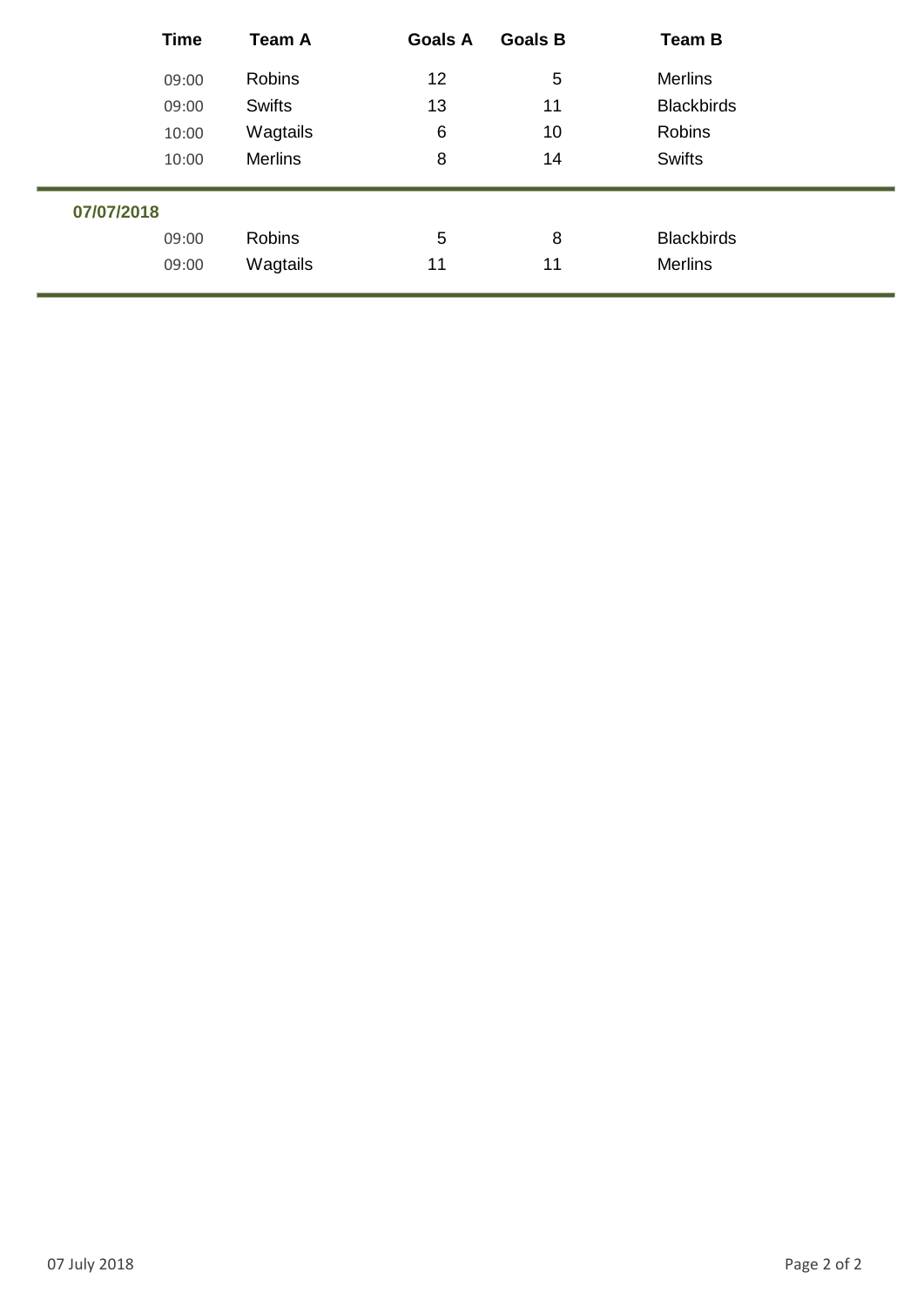| Time | Team A | Goals A | Goals B | Team B |
|---|---|---|---|---|
| 09:00 | Robins | 12 | 5 | Merlins |
| 09:00 | Swifts | 13 | 11 | Blackbirds |
| 10:00 | Wagtails | 6 | 10 | Robins |
| 10:00 | Merlins | 8 | 14 | Swifts |

**07/07/2018**

| Time | Team A | Goals A | Goals B | Team B |
|---|---|---|---|---|
| 09:00 | Robins | 5 | 8 | Blackbirds |
| 09:00 | Wagtails | 11 | 11 | Merlins |